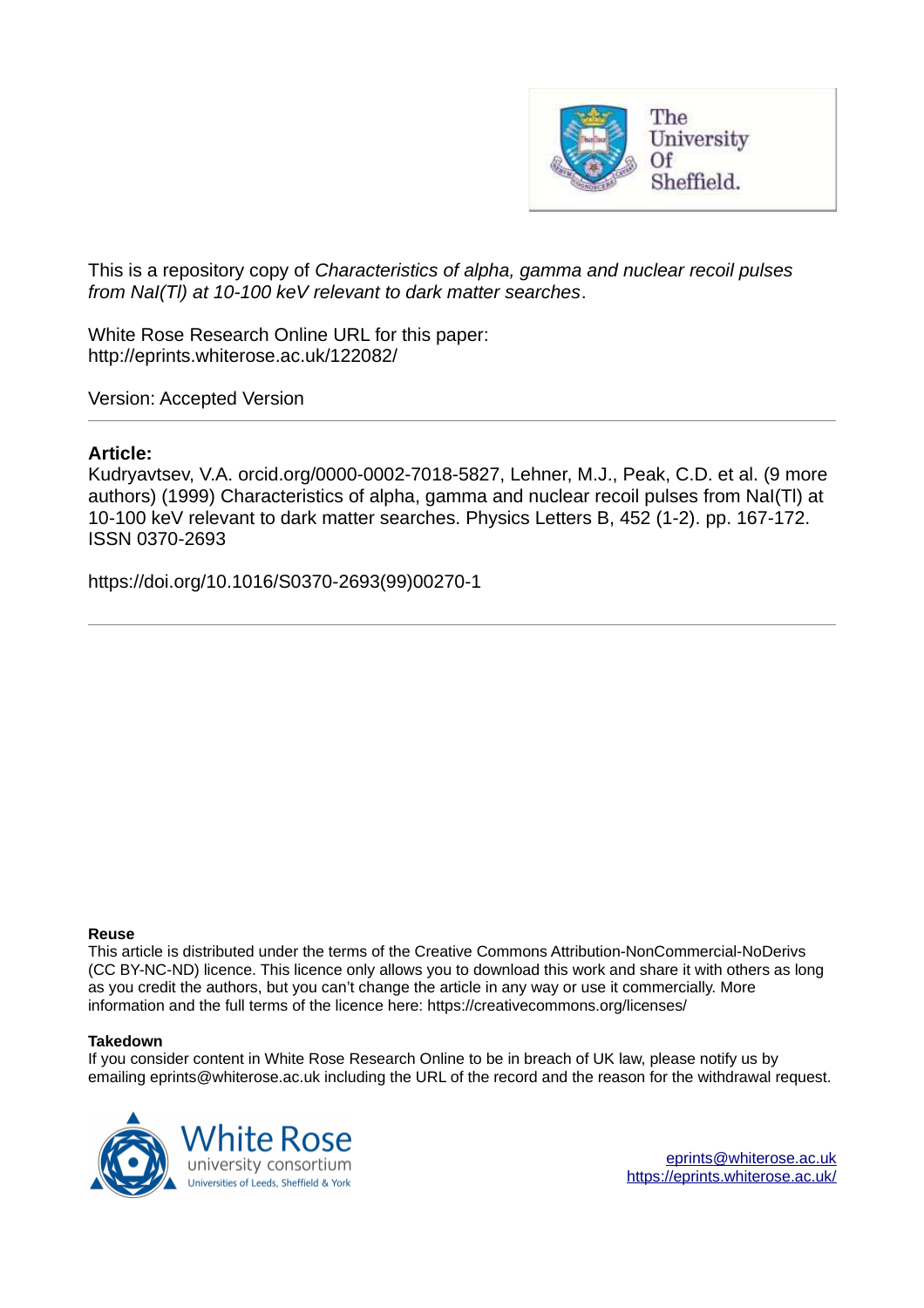This is a repository copy of *Characteristics of alpha, gamma and nuclear recoil pulses from NaI(Tl) at 10-100 keV relevant to dark matter searches*.

White Rose Research Online URL for this paper:
http://eprints.whiterose.ac.uk/122082/

Version: Accepted Version

---

**Article:**

Kudryavtsev, V.A. orcid.org/0000-0002-7018-5827, Lehner, M.J., Peak, C.D. et al. (9 more authors) (1999) Characteristics of alpha, gamma and nuclear recoil pulses from NaI(Tl) at 10-100 keV relevant to dark matter searches. Physics Letters B, 452 (1-2). pp. 167-172. ISSN 0370-2693

https://doi.org/10.1016/S0370-2693(99)00270-1

---

**Reuse**

This article is distributed under the terms of the Creative Commons Attribution-NonCommercial-NoDerivs (CC BY-NC-ND) licence. This licence only allows you to download this work and share it with others as long as you credit the authors, but you can't change the article in any way or use it commercially. More information and the full terms of the licence here: https://creativecommons.org/licenses/

**Takedown**

If you consider content in White Rose Research Online to be in breach of UK law, please notify us by emailing eprints@whiterose.ac.uk including the URL of the record and the reason for the withdrawal request.

eprints@whiterose.ac.uk
https://eprints.whiterose.ac.uk/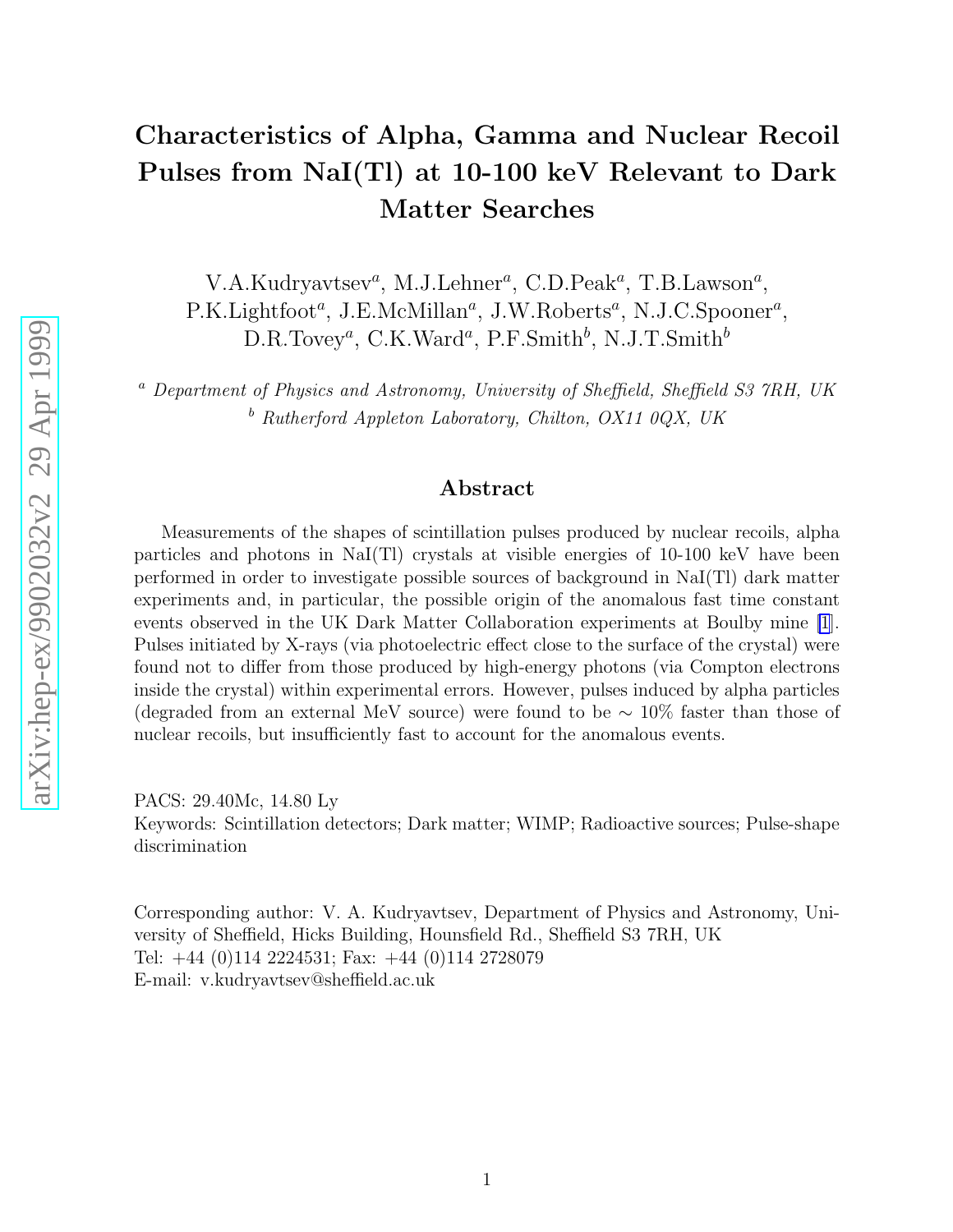# Characteristics of Alpha, Gamma and Nuclear Recoil Pulses from NaI(Tl) at 10-100 keV Relevant to Dark Matter Searches

V.A.Kudryavtsev[a], M.J.Lehner[a], C.D.Peak[a], T.B.Lawson[a], P.K.Lightfoot[a], J.E.McMillan[a], J.W.Roberts[a], N.J.C.Spooner[a], D.R.Tovey[a], C.K.Ward[a], P.F.Smith[b], N.J.T.Smith[b]

[a] *Department of Physics and Astronomy, University of Sheffield, Sheffield S3 7RH, UK*

[b] *Rutherford Appleton Laboratory, Chilton, OX11 0QX, UK*

## Abstract

Measurements of the shapes of scintillation pulses produced by nuclear recoils, alpha particles and photons in NaI(Tl) crystals at visible energies of 10-100 keV have been performed in order to investigate possible sources of background in NaI(Tl) dark matter experiments and, in particular, the possible origin of the anomalous fast time constant events observed in the UK Dark Matter Collaboration experiments at Boulby mine [1]. Pulses initiated by X-rays (via photoelectric effect close to the surface of the crystal) were found not to differ from those produced by high-energy photons (via Compton electrons inside the crystal) within experimental errors. However, pulses induced by alpha particles (degraded from an external MeV source) were found to be $\sim 10\%$ faster than those of nuclear recoils, but insufficiently fast to account for the anomalous events.

PACS: 29.40Mc, 14.80 Ly

Keywords: Scintillation detectors; Dark matter; WIMP; Radioactive sources; Pulse-shape discrimination

Corresponding author: V. A. Kudryavtsev, Department of Physics and Astronomy, University of Sheffield, Hicks Building, Hounsfield Rd., Sheffield S3 7RH, UK
Tel: +44 (0)114 2224531; Fax: +44 (0)114 2728079
E-mail: v.kudryavtsev@sheffield.ac.uk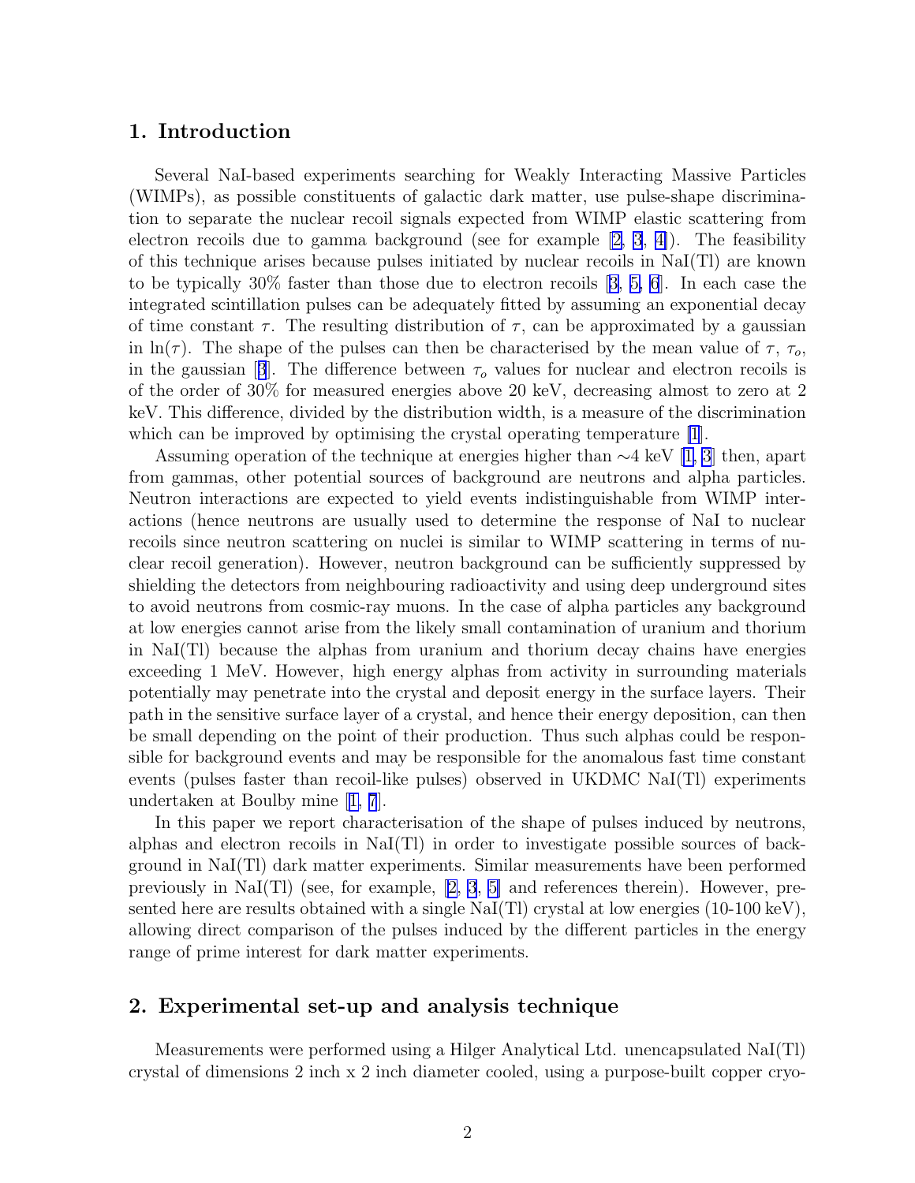## 1. Introduction

Several NaI-based experiments searching for Weakly Interacting Massive Particles (WIMPs), as possible constituents of galactic dark matter, use pulse-shape discrimination to separate the nuclear recoil signals expected from WIMP elastic scattering from electron recoils due to gamma background (see for example [2, 3, 4]). The feasibility of this technique arises because pulses initiated by nuclear recoils in NaI(Tl) are known to be typically 30% faster than those due to electron recoils [3, 5, 6]. In each case the integrated scintillation pulses can be adequately fitted by assuming an exponential decay of time constant $\tau$. The resulting distribution of $\tau$, can be approximated by a gaussian in $\ln(\tau)$. The shape of the pulses can then be characterised by the mean value of $\tau$, $\tau_o$, in the gaussian [3]. The difference between $\tau_o$ values for nuclear and electron recoils is of the order of 30% for measured energies above 20 keV, decreasing almost to zero at 2 keV. This difference, divided by the distribution width, is a measure of the discrimination which can be improved by optimising the crystal operating temperature [1].

Assuming operation of the technique at energies higher than ∼4 keV [1, 3] then, apart from gammas, other potential sources of background are neutrons and alpha particles. Neutron interactions are expected to yield events indistinguishable from WIMP interactions (hence neutrons are usually used to determine the response of NaI to nuclear recoils since neutron scattering on nuclei is similar to WIMP scattering in terms of nuclear recoil generation). However, neutron background can be sufficiently suppressed by shielding the detectors from neighbouring radioactivity and using deep underground sites to avoid neutrons from cosmic-ray muons. In the case of alpha particles any background at low energies cannot arise from the likely small contamination of uranium and thorium in NaI(Tl) because the alphas from uranium and thorium decay chains have energies exceeding 1 MeV. However, high energy alphas from activity in surrounding materials potentially may penetrate into the crystal and deposit energy in the surface layers. Their path in the sensitive surface layer of a crystal, and hence their energy deposition, can then be small depending on the point of their production. Thus such alphas could be responsible for background events and may be responsible for the anomalous fast time constant events (pulses faster than recoil-like pulses) observed in UKDMC NaI(Tl) experiments undertaken at Boulby mine [1, 7].

In this paper we report characterisation of the shape of pulses induced by neutrons, alphas and electron recoils in NaI(Tl) in order to investigate possible sources of background in NaI(Tl) dark matter experiments. Similar measurements have been performed previously in NaI(Tl) (see, for example, [2, 3, 5] and references therein). However, presented here are results obtained with a single NaI(Tl) crystal at low energies (10-100 keV), allowing direct comparison of the pulses induced by the different particles in the energy range of prime interest for dark matter experiments.

## 2. Experimental set-up and analysis technique

Measurements were performed using a Hilger Analytical Ltd. unencapsulated NaI(Tl) crystal of dimensions 2 inch x 2 inch diameter cooled, using a purpose-built copper cryo-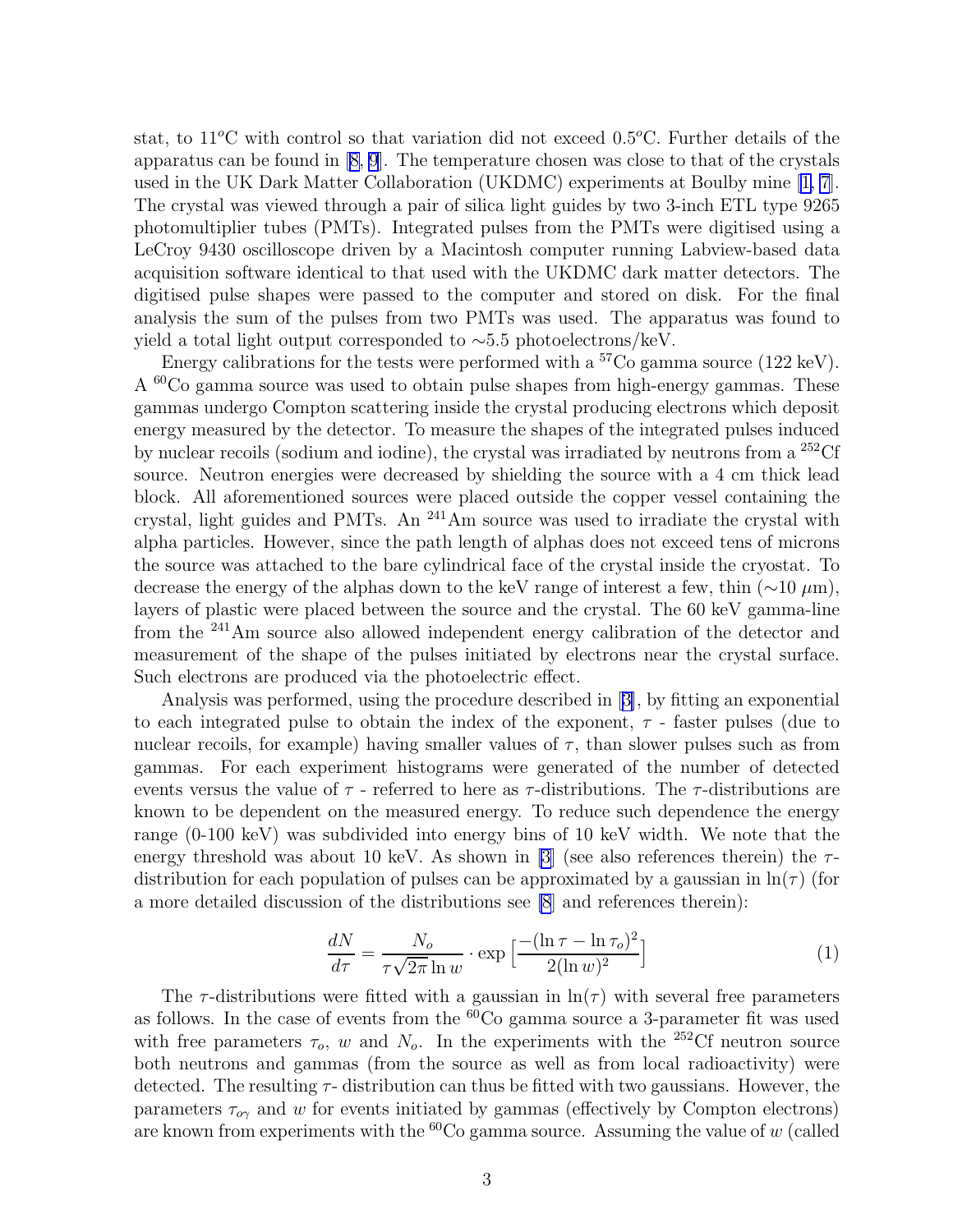stat, to 11$^o$C with control so that variation did not exceed 0.5$^o$C. Further details of the apparatus can be found in [8, 9]. The temperature chosen was close to that of the crystals used in the UK Dark Matter Collaboration (UKDMC) experiments at Boulby mine [1, 7]. The crystal was viewed through a pair of silica light guides by two 3-inch ETL type 9265 photomultiplier tubes (PMTs). Integrated pulses from the PMTs were digitised using a LeCroy 9430 oscilloscope driven by a Macintosh computer running Labview-based data acquisition software identical to that used with the UKDMC dark matter detectors. The digitised pulse shapes were passed to the computer and stored on disk. For the final analysis the sum of the pulses from two PMTs was used. The apparatus was found to yield a total light output corresponded to ∼5.5 photoelectrons/keV.

Energy calibrations for the tests were performed with a $^{57}$Co gamma source (122 keV). A $^{60}$Co gamma source was used to obtain pulse shapes from high-energy gammas. These gammas undergo Compton scattering inside the crystal producing electrons which deposit energy measured by the detector. To measure the shapes of the integrated pulses induced by nuclear recoils (sodium and iodine), the crystal was irradiated by neutrons from a $^{252}$Cf source. Neutron energies were decreased by shielding the source with a 4 cm thick lead block. All aforementioned sources were placed outside the copper vessel containing the crystal, light guides and PMTs. An $^{241}$Am source was used to irradiate the crystal with alpha particles. However, since the path length of alphas does not exceed tens of microns the source was attached to the bare cylindrical face of the crystal inside the cryostat. To decrease the energy of the alphas down to the keV range of interest a few, thin (∼10 $\mu$m), layers of plastic were placed between the source and the crystal. The 60 keV gamma-line from the $^{241}$Am source also allowed independent energy calibration of the detector and measurement of the shape of the pulses initiated by electrons near the crystal surface. Such electrons are produced via the photoelectric effect.

Analysis was performed, using the procedure described in [3], by fitting an exponential to each integrated pulse to obtain the index of the exponent, $\tau$ - faster pulses (due to nuclear recoils, for example) having smaller values of $\tau$, than slower pulses such as from gammas. For each experiment histograms were generated of the number of detected events versus the value of $\tau$ - referred to here as $\tau$-distributions. The $\tau$-distributions are known to be dependent on the measured energy. To reduce such dependence the energy range (0-100 keV) was subdivided into energy bins of 10 keV width. We note that the energy threshold was about 10 keV. As shown in [3] (see also references therein) the $\tau$-distribution for each population of pulses can be approximated by a gaussian in $\ln(\tau)$ (for a more detailed discussion of the distributions see [8] and references therein):

$$\frac{dN}{d\tau} = \frac{N_o}{\tau\sqrt{2\pi}\ln w} \cdot \exp\left[\frac{-(\ln\tau - \ln\tau_o)^2}{2(\ln w)^2}\right] \tag{1}$$

The $\tau$-distributions were fitted with a gaussian in $\ln(\tau)$ with several free parameters as follows. In the case of events from the $^{60}$Co gamma source a 3-parameter fit was used with free parameters $\tau_o$, $w$ and $N_o$. In the experiments with the $^{252}$Cf neutron source both neutrons and gammas (from the source as well as from local radioactivity) were detected. The resulting $\tau$- distribution can thus be fitted with two gaussians. However, the parameters $\tau_{o\gamma}$ and $w$ for events initiated by gammas (effectively by Compton electrons) are known from experiments with the $^{60}$Co gamma source. Assuming the value of $w$ (called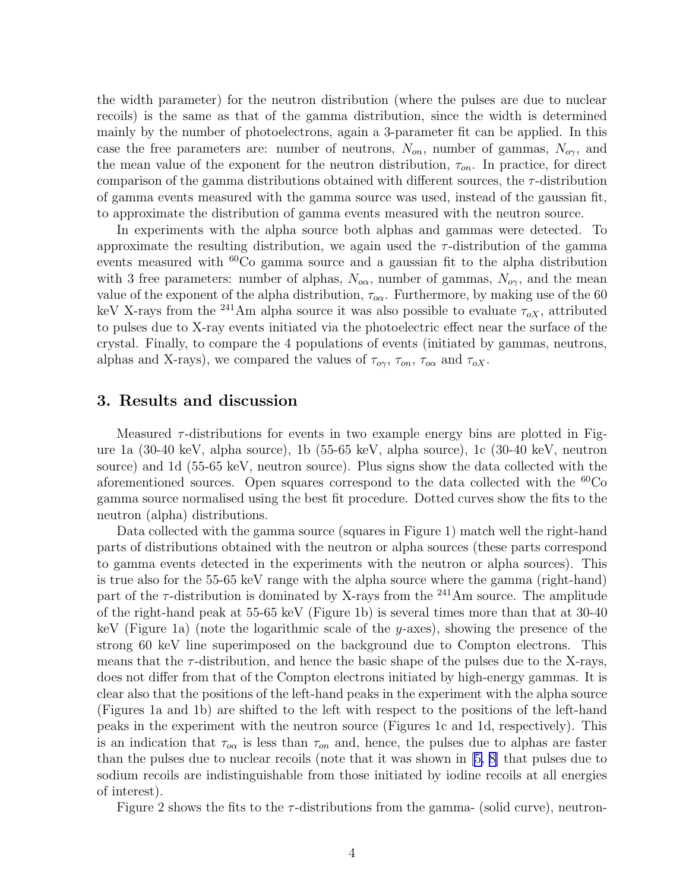the width parameter) for the neutron distribution (where the pulses are due to nuclear recoils) is the same as that of the gamma distribution, since the width is determined mainly by the number of photoelectrons, again a 3-parameter fit can be applied. In this case the free parameters are: number of neutrons, $N_{on}$, number of gammas, $N_{o\gamma}$, and the mean value of the exponent for the neutron distribution, $\tau_{on}$. In practice, for direct comparison of the gamma distributions obtained with different sources, the $\tau$-distribution of gamma events measured with the gamma source was used, instead of the gaussian fit, to approximate the distribution of gamma events measured with the neutron source.

In experiments with the alpha source both alphas and gammas were detected. To approximate the resulting distribution, we again used the $\tau$-distribution of the gamma events measured with $^{60}$Co gamma source and a gaussian fit to the alpha distribution with 3 free parameters: number of alphas, $N_{o\alpha}$, number of gammas, $N_{o\gamma}$, and the mean value of the exponent of the alpha distribution, $\tau_{o\alpha}$. Furthermore, by making use of the 60 keV X-rays from the $^{241}$Am alpha source it was also possible to evaluate $\tau_{oX}$, attributed to pulses due to X-ray events initiated via the photoelectric effect near the surface of the crystal. Finally, to compare the 4 populations of events (initiated by gammas, neutrons, alphas and X-rays), we compared the values of $\tau_{o\gamma}$, $\tau_{on}$, $\tau_{o\alpha}$ and $\tau_{oX}$.

## 3. Results and discussion

Measured $\tau$-distributions for events in two example energy bins are plotted in Figure 1a (30-40 keV, alpha source), 1b (55-65 keV, alpha source), 1c (30-40 keV, neutron source) and 1d (55-65 keV, neutron source). Plus signs show the data collected with the aforementioned sources. Open squares correspond to the data collected with the $^{60}$Co gamma source normalised using the best fit procedure. Dotted curves show the fits to the neutron (alpha) distributions.

Data collected with the gamma source (squares in Figure 1) match well the right-hand parts of distributions obtained with the neutron or alpha sources (these parts correspond to gamma events detected in the experiments with the neutron or alpha sources). This is true also for the 55-65 keV range with the alpha source where the gamma (right-hand) part of the $\tau$-distribution is dominated by X-rays from the $^{241}$Am source. The amplitude of the right-hand peak at 55-65 keV (Figure 1b) is several times more than that at 30-40 keV (Figure 1a) (note the logarithmic scale of the $y$-axes), showing the presence of the strong 60 keV line superimposed on the background due to Compton electrons. This means that the $\tau$-distribution, and hence the basic shape of the pulses due to the X-rays, does not differ from that of the Compton electrons initiated by high-energy gammas. It is clear also that the positions of the left-hand peaks in the experiment with the alpha source (Figures 1a and 1b) are shifted to the left with respect to the positions of the left-hand peaks in the experiment with the neutron source (Figures 1c and 1d, respectively). This is an indication that $\tau_{o\alpha}$ is less than $\tau_{on}$ and, hence, the pulses due to alphas are faster than the pulses due to nuclear recoils (note that it was shown in [5, 8] that pulses due to sodium recoils are indistinguishable from those initiated by iodine recoils at all energies of interest).

Figure 2 shows the fits to the $\tau$-distributions from the gamma- (solid curve), neutron-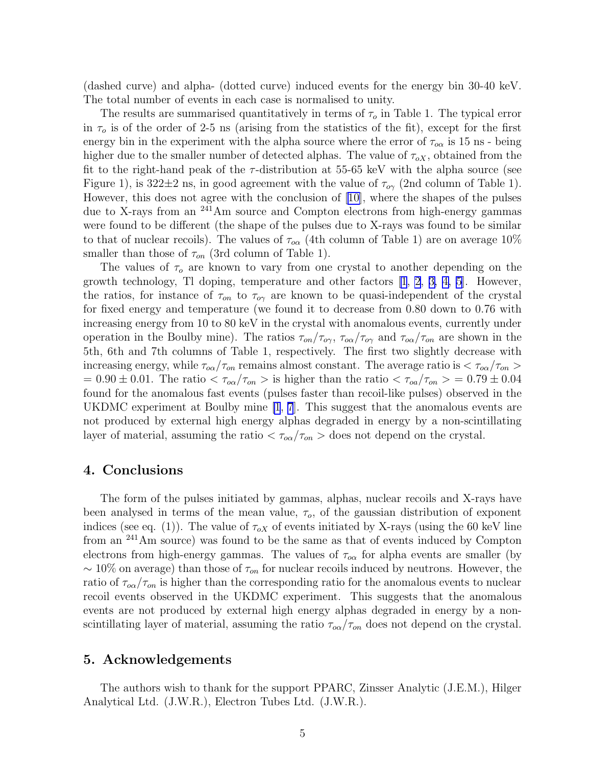(dashed curve) and alpha- (dotted curve) induced events for the energy bin 30-40 keV. The total number of events in each case is normalised to unity.

The results are summarised quantitatively in terms of $\tau_o$ in Table 1. The typical error in $\tau_o$ is of the order of 2-5 ns (arising from the statistics of the fit), except for the first energy bin in the experiment with the alpha source where the error of $\tau_{o\alpha}$ is 15 ns - being higher due to the smaller number of detected alphas. The value of $\tau_{oX}$, obtained from the fit to the right-hand peak of the $\tau$-distribution at 55-65 keV with the alpha source (see Figure 1), is 322±2 ns, in good agreement with the value of $\tau_{o\gamma}$ (2nd column of Table 1). However, this does not agree with the conclusion of [10], where the shapes of the pulses due to X-rays from an $^{241}$Am source and Compton electrons from high-energy gammas were found to be different (the shape of the pulses due to X-rays was found to be similar to that of nuclear recoils). The values of $\tau_{o\alpha}$ (4th column of Table 1) are on average 10% smaller than those of $\tau_{on}$ (3rd column of Table 1).

The values of $\tau_o$ are known to vary from one crystal to another depending on the growth technology, Tl doping, temperature and other factors [1, 2, 3, 4, 5]. However, the ratios, for instance of $\tau_{on}$ to $\tau_{o\gamma}$ are known to be quasi-independent of the crystal for fixed energy and temperature (we found it to decrease from 0.80 down to 0.76 with increasing energy from 10 to 80 keV in the crystal with anomalous events, currently under operation in the Boulby mine). The ratios $\tau_{on}/\tau_{o\gamma}$, $\tau_{o\alpha}/\tau_{o\gamma}$ and $\tau_{o\alpha}/\tau_{on}$ are shown in the 5th, 6th and 7th columns of Table 1, respectively. The first two slightly decrease with increasing energy, while $\tau_{o\alpha}/\tau_{on}$ remains almost constant. The average ratio is $< \tau_{o\alpha}/\tau_{on} > = 0.90 \pm 0.01$. The ratio $< \tau_{o\alpha}/\tau_{on} >$ is higher than the ratio $< \tau_{oa}/\tau_{on} > = 0.79 \pm 0.04$ found for the anomalous fast events (pulses faster than recoil-like pulses) observed in the UKDMC experiment at Boulby mine [1, 7]. This suggest that the anomalous events are not produced by external high energy alphas degraded in energy by a non-scintillating layer of material, assuming the ratio $< \tau_{o\alpha}/\tau_{on} >$ does not depend on the crystal.

## 4. Conclusions

The form of the pulses initiated by gammas, alphas, nuclear recoils and X-rays have been analysed in terms of the mean value, $\tau_o$, of the gaussian distribution of exponent indices (see eq. (1)). The value of $\tau_{oX}$ of events initiated by X-rays (using the 60 keV line from an $^{241}$Am source) was found to be the same as that of events induced by Compton electrons from high-energy gammas. The values of $\tau_{o\alpha}$ for alpha events are smaller (by $\sim 10\%$ on average) than those of $\tau_{on}$ for nuclear recoils induced by neutrons. However, the ratio of $\tau_{o\alpha}/\tau_{on}$ is higher than the corresponding ratio for the anomalous events to nuclear recoil events observed in the UKDMC experiment. This suggests that the anomalous events are not produced by external high energy alphas degraded in energy by a non-scintillating layer of material, assuming the ratio $\tau_{o\alpha}/\tau_{on}$ does not depend on the crystal.

## 5. Acknowledgements

The authors wish to thank for the support PPARC, Zinsser Analytic (J.E.M.), Hilger Analytical Ltd. (J.W.R.), Electron Tubes Ltd. (J.W.R.).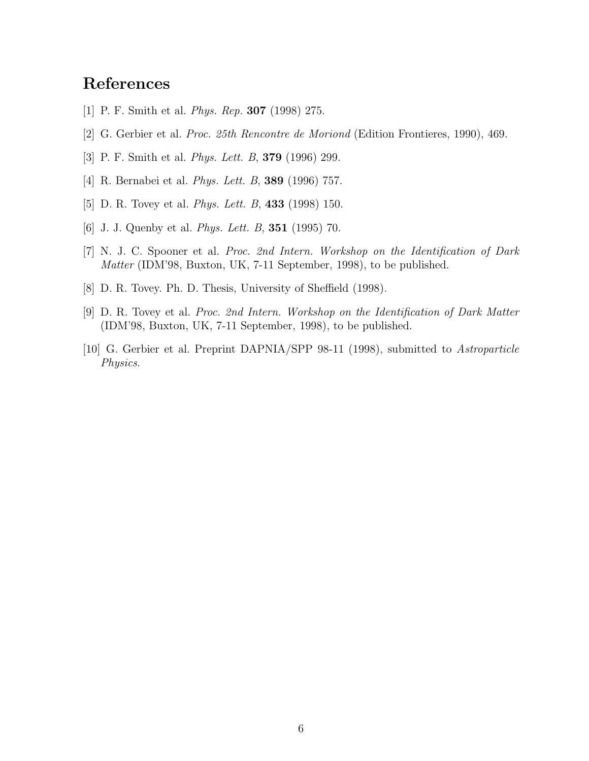## References

[1] P. F. Smith et al. *Phys. Rep.* **307** (1998) 275.

[2] G. Gerbier et al. *Proc. 25th Rencontre de Moriond* (Edition Frontieres, 1990), 469.

[3] P. F. Smith et al. *Phys. Lett. B*, **379** (1996) 299.

[4] R. Bernabei et al. *Phys. Lett. B*, **389** (1996) 757.

[5] D. R. Tovey et al. *Phys. Lett. B*, **433** (1998) 150.

[6] J. J. Quenby et al. *Phys. Lett. B*, **351** (1995) 70.

[7] N. J. C. Spooner et al. *Proc. 2nd Intern. Workshop on the Identification of Dark Matter* (IDM'98, Buxton, UK, 7-11 September, 1998), to be published.

[8] D. R. Tovey. Ph. D. Thesis, University of Sheffield (1998).

[9] D. R. Tovey et al. *Proc. 2nd Intern. Workshop on the Identification of Dark Matter* (IDM'98, Buxton, UK, 7-11 September, 1998), to be published.

[10] G. Gerbier et al. Preprint DAPNIA/SPP 98-11 (1998), submitted to *Astroparticle Physics*.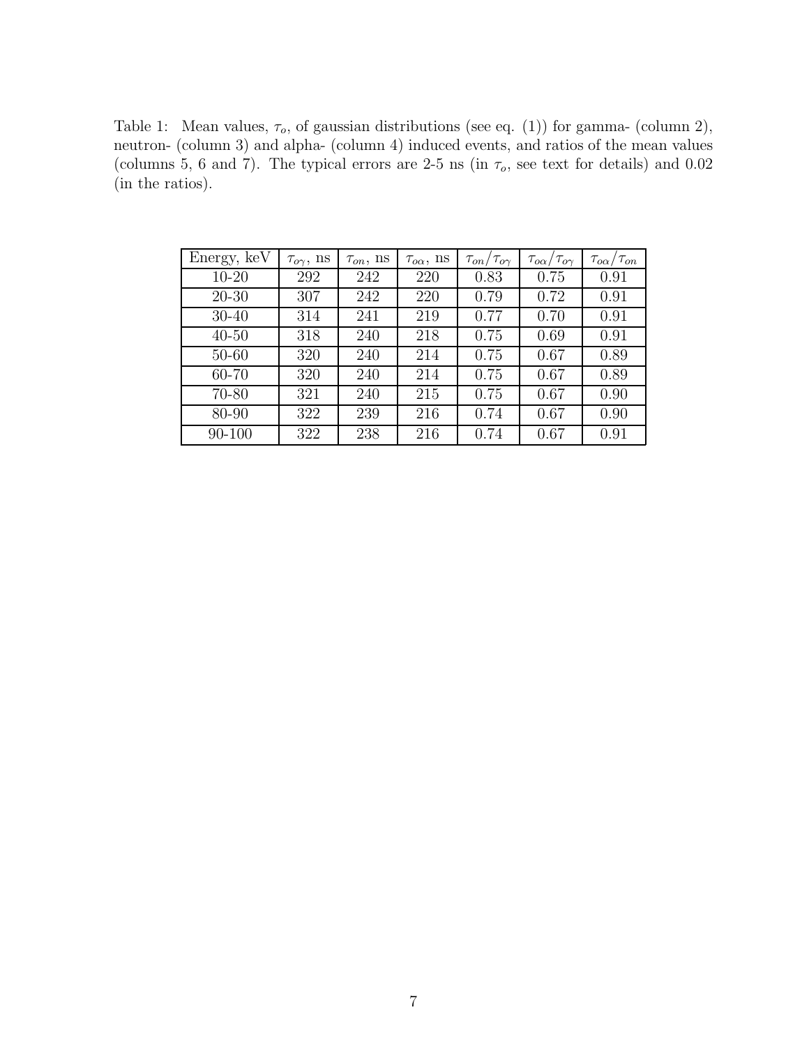Table 1: Mean values, $\tau_o$, of gaussian distributions (see eq. (1)) for gamma- (column 2), neutron- (column 3) and alpha- (column 4) induced events, and ratios of the mean values (columns 5, 6 and 7). The typical errors are 2-5 ns (in $\tau_o$, see text for details) and 0.02 (in the ratios).

| Energy, keV | $\tau_{o\gamma}$, ns | $\tau_{on}$, ns | $\tau_{o\alpha}$, ns | $\tau_{on}/\tau_{o\gamma}$ | $\tau_{o\alpha}/\tau_{o\gamma}$ | $\tau_{o\alpha}/\tau_{on}$ |
|---|---|---|---|---|---|---|
| 10-20 | 292 | 242 | 220 | 0.83 | 0.75 | 0.91 |
| 20-30 | 307 | 242 | 220 | 0.79 | 0.72 | 0.91 |
| 30-40 | 314 | 241 | 219 | 0.77 | 0.70 | 0.91 |
| 40-50 | 318 | 240 | 218 | 0.75 | 0.69 | 0.91 |
| 50-60 | 320 | 240 | 214 | 0.75 | 0.67 | 0.89 |
| 60-70 | 320 | 240 | 214 | 0.75 | 0.67 | 0.89 |
| 70-80 | 321 | 240 | 215 | 0.75 | 0.67 | 0.90 |
| 80-90 | 322 | 239 | 216 | 0.74 | 0.67 | 0.90 |
| 90-100 | 322 | 238 | 216 | 0.74 | 0.67 | 0.91 |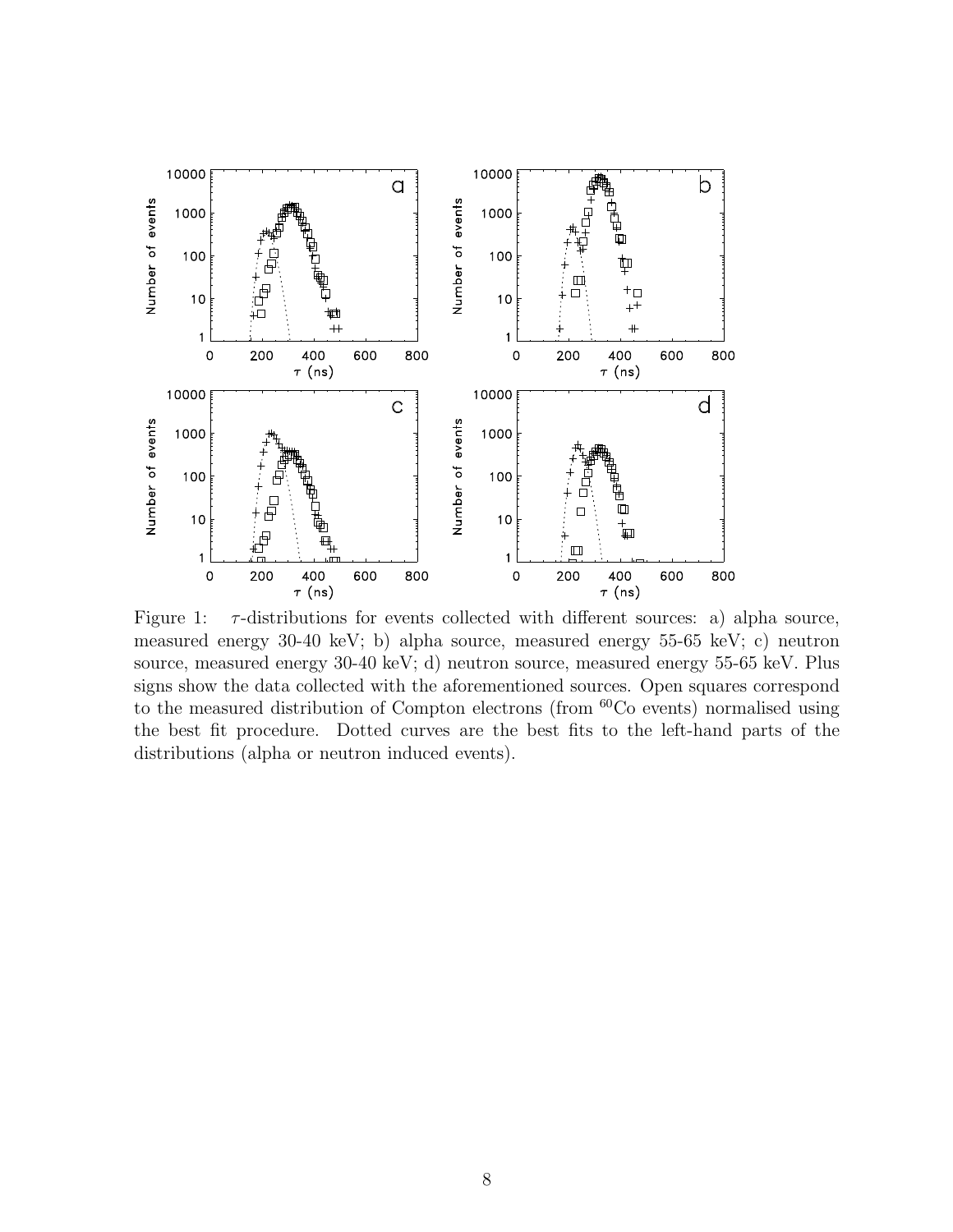Figure 1: $\tau$-distributions for events collected with different sources: a) alpha source, measured energy 30-40 keV; b) alpha source, measured energy 55-65 keV; c) neutron source, measured energy 30-40 keV; d) neutron source, measured energy 55-65 keV. Plus signs show the data collected with the aforementioned sources. Open squares correspond to the measured distribution of Compton electrons (from $^{60}$Co events) normalised using the best fit procedure. Dotted curves are the best fits to the left-hand parts of the distributions (alpha or neutron induced events).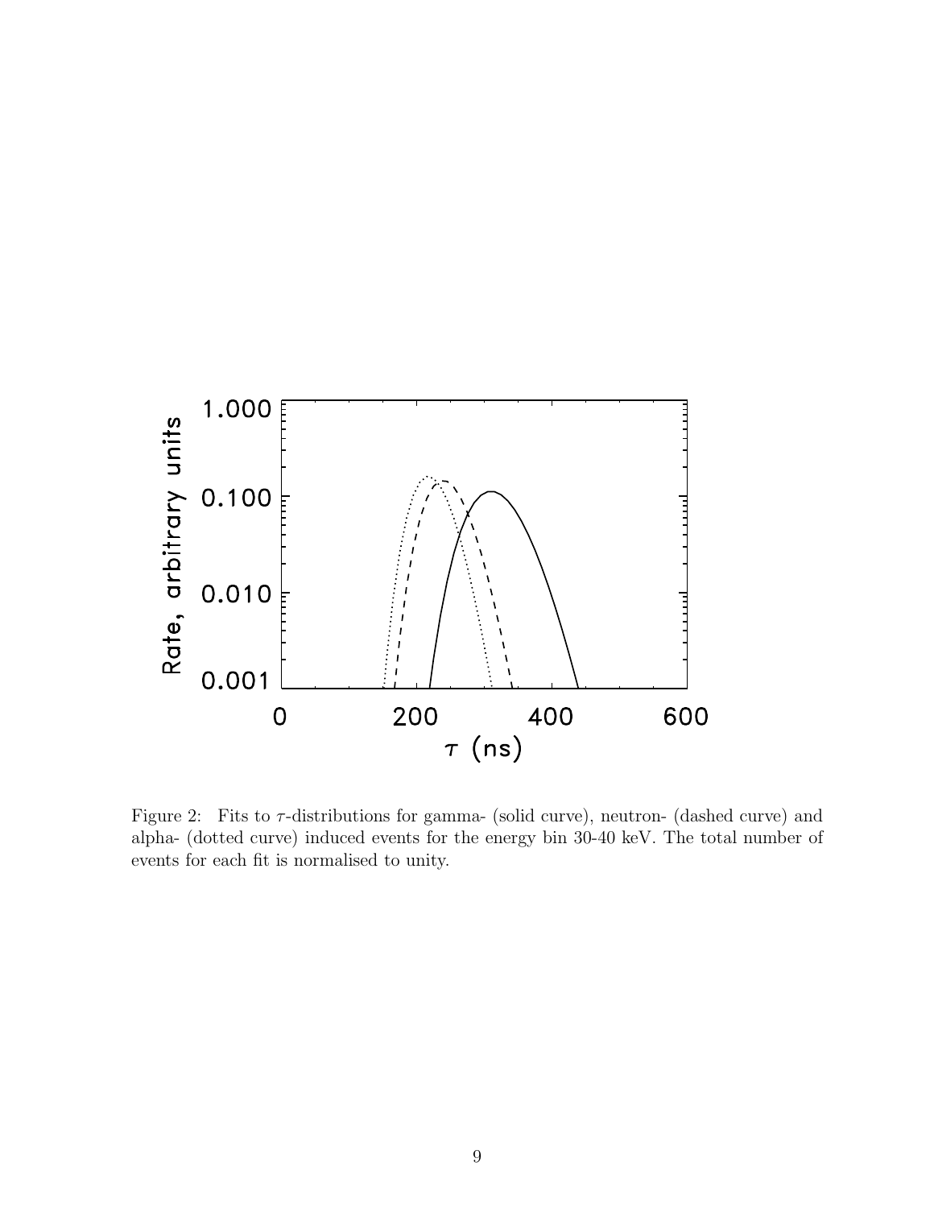1.000

0.100

0.010

0.001

Rate, arbitrary units

0

200

400

600

$\tau$ (ns)

Figure 2: Fits to $\tau$-distributions for gamma- (solid curve), neutron- (dashed curve) and alpha- (dotted curve) induced events for the energy bin 30-40 keV. The total number of events for each fit is normalised to unity.